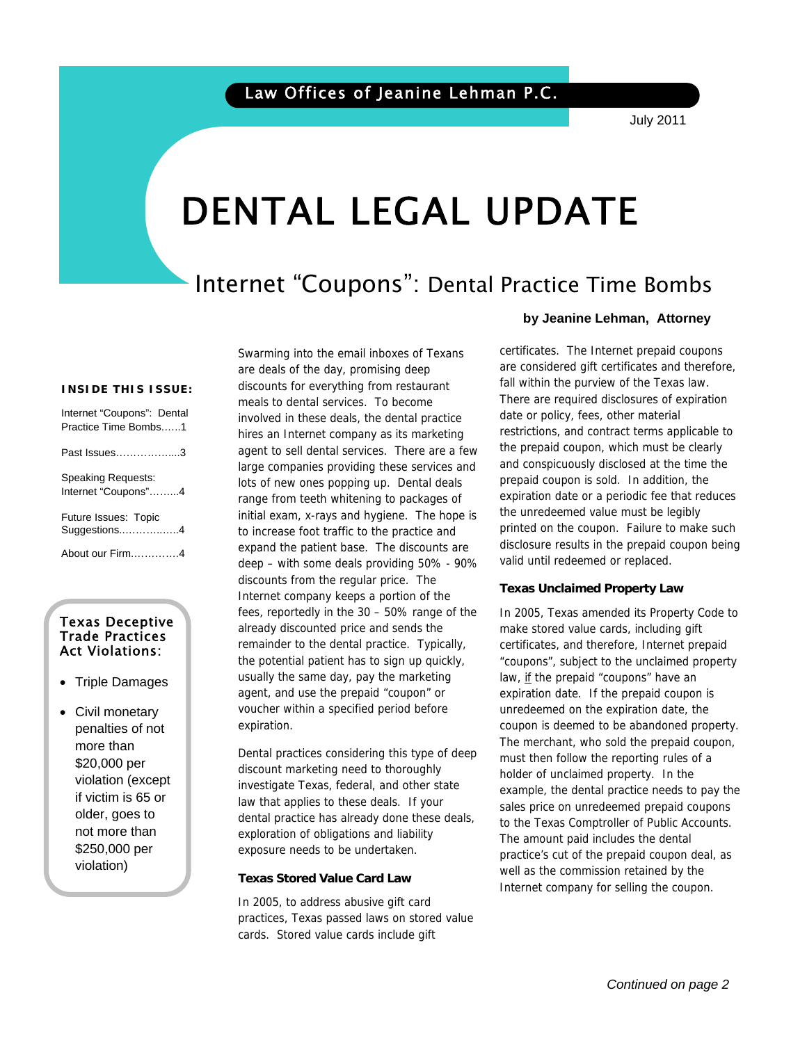Law Offices of Jeanine Lehman P.C.

July 2011

# DENTAL LEGAL UPDATE

## Internet "Coupons": Dental Practice Time Bombs

**by Jeanine Lehman, Attorney**

**INSIDE THIS ISSUE:**

- Internet "Coupons": Dental Practice Time Bombs......1
- Past Issues.................3
- Speaking Requests: Internet "Coupons"........4
- Future Issues: Topic Suggestions.................4
- About our Firm..............4

**Texas Deceptive Trade Practices Act Violations:**

- Triple Damages
- Civil monetary penalties of not more than $20,000 per violation (except if victim is 65 or older, goes to not more than $250,000 per violation)

Swarming into the email inboxes of Texans are deals of the day, promising deep discounts for everything from restaurant meals to dental services. To become involved in these deals, the dental practice hires an Internet company as its marketing agent to sell dental services. There are a few large companies providing these services and lots of new ones popping up. Dental deals range from teeth whitening to packages of initial exam, x-rays and hygiene. The hope is to increase foot traffic to the practice and expand the patient base. The discounts are deep – with some deals providing 50% - 90% discounts from the regular price. The Internet company keeps a portion of the fees, reportedly in the 30 – 50% range of the already discounted price and sends the remainder to the dental practice. Typically, the potential patient has to sign up quickly, usually the same day, pay the marketing agent, and use the prepaid "coupon" or voucher within a specified period before expiration.

Dental practices considering this type of deep discount marketing need to thoroughly investigate Texas, federal, and other state law that applies to these deals. If your dental practice has already done these deals, exploration of obligations and liability exposure needs to be undertaken.

### Texas Stored Value Card Law

In 2005, to address abusive gift card practices, Texas passed laws on stored value cards. Stored value cards include gift certificates. The Internet prepaid coupons are considered gift certificates and therefore, fall within the purview of the Texas law. There are required disclosures of expiration date or policy, fees, other material restrictions, and contract terms applicable to the prepaid coupon, which must be clearly and conspicuously disclosed at the time the prepaid coupon is sold. In addition, the expiration date or a periodic fee that reduces the unredeemed value must be legibly printed on the coupon. Failure to make such disclosure results in the prepaid coupon being valid until redeemed or replaced.

### Texas Unclaimed Property Law

In 2005, Texas amended its Property Code to make stored value cards, including gift certificates, and therefore, Internet prepaid "coupons", subject to the unclaimed property law, <u>if</u> the prepaid "coupons" have an expiration date. If the prepaid coupon is unredeemed on the expiration date, the coupon is deemed to be abandoned property. The merchant, who sold the prepaid coupon, must then follow the reporting rules of a holder of unclaimed property. In the example, the dental practice needs to pay the sales price on unredeemed prepaid coupons to the Texas Comptroller of Public Accounts. The amount paid includes the dental practice's cut of the prepaid coupon deal, as well as the commission retained by the Internet company for selling the coupon.

*Continued on page 2*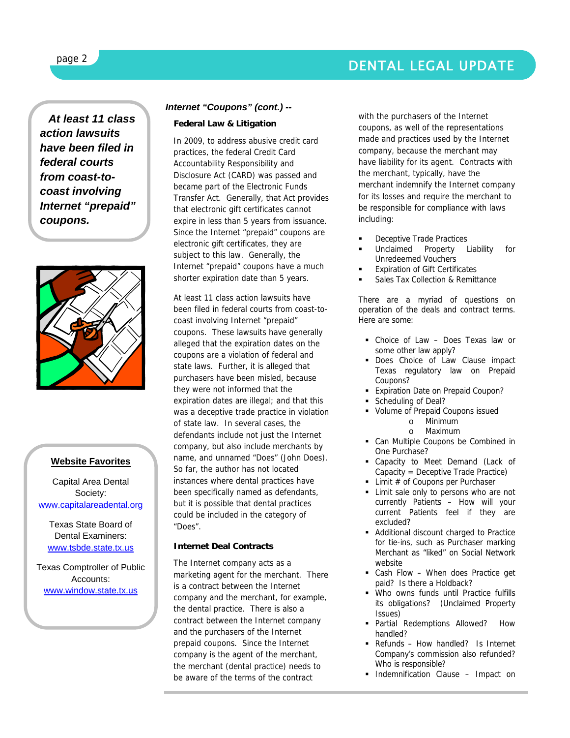*At least 11 class action lawsuits have been filed in federal courts from coast-to-coast involving Internet "prepaid" coupons.*

**Website Favorites**

Capital Area Dental Society:
www.capitalareadental.org

Texas State Board of Dental Examiners:
www.tsbde.state.tx.us

Texas Comptroller of Public Accounts:
www.window.state.tx.us

## *Internet "Coupons" (cont.) --*

### Federal Law & Litigation

In 2009, to address abusive credit card practices, the federal Credit Card Accountability Responsibility and Disclosure Act (CARD) was passed and became part of the Electronic Funds Transfer Act. Generally, that Act provides that electronic gift certificates cannot expire in less than 5 years from issuance. Since the Internet "prepaid" coupons are electronic gift certificates, they are subject to this law. Generally, the Internet "prepaid" coupons have a much shorter expiration date than 5 years.

At least 11 class action lawsuits have been filed in federal courts from coast-to-coast involving Internet "prepaid" coupons. These lawsuits have generally alleged that the expiration dates on the coupons are a violation of federal and state laws. Further, it is alleged that purchasers have been misled, because they were not informed that the expiration dates are illegal; and that this was a deceptive trade practice in violation of state law. In several cases, the defendants include not just the Internet company, but also include merchants by name, and unnamed "Does" (John Does). So far, the author has not located instances where dental practices have been specifically named as defendants, but it is possible that dental practices could be included in the category of "Does".

### Internet Deal Contracts

The Internet company acts as a marketing agent for the merchant. There is a contract between the Internet company and the merchant, for example, the dental practice. There is also a contract between the Internet company and the purchasers of the Internet prepaid coupons. Since the Internet company is the agent of the merchant, the merchant (dental practice) needs to be aware of the terms of the contract with the purchasers of the Internet coupons, as well of the representations made and practices used by the Internet company, because the merchant may have liability for its agent. Contracts with the merchant, typically, have the merchant indemnify the Internet company for its losses and require the merchant to be responsible for compliance with laws including:

- Deceptive Trade Practices
- Unclaimed Property Liability for Unredeemed Vouchers
- Expiration of Gift Certificates
- Sales Tax Collection & Remittance

There are a myriad of questions on operation of the deals and contract terms. Here are some:

- Choice of Law – Does Texas law or some other law apply?
- Does Choice of Law Clause impact Texas regulatory law on Prepaid Coupons?
- Expiration Date on Prepaid Coupon?
- Scheduling of Deal?
- Volume of Prepaid Coupons issued
  - Minimum
  - Maximum
- Can Multiple Coupons be Combined in One Purchase?
- Capacity to Meet Demand (Lack of Capacity = Deceptive Trade Practice)
- Limit # of Coupons per Purchaser
- Limit sale only to persons who are not currently Patients – How will your current Patients feel if they are excluded?
- Additional discount charged to Practice for tie-ins, such as Purchaser marking Merchant as "liked" on Social Network website
- Cash Flow – When does Practice get paid? Is there a Holdback?
- Who owns funds until Practice fulfills its obligations? (Unclaimed Property Issues)
- Partial Redemptions Allowed? How handled?
- Refunds – How handled? Is Internet Company's commission also refunded? Who is responsible?
- Indemnification Clause – Impact on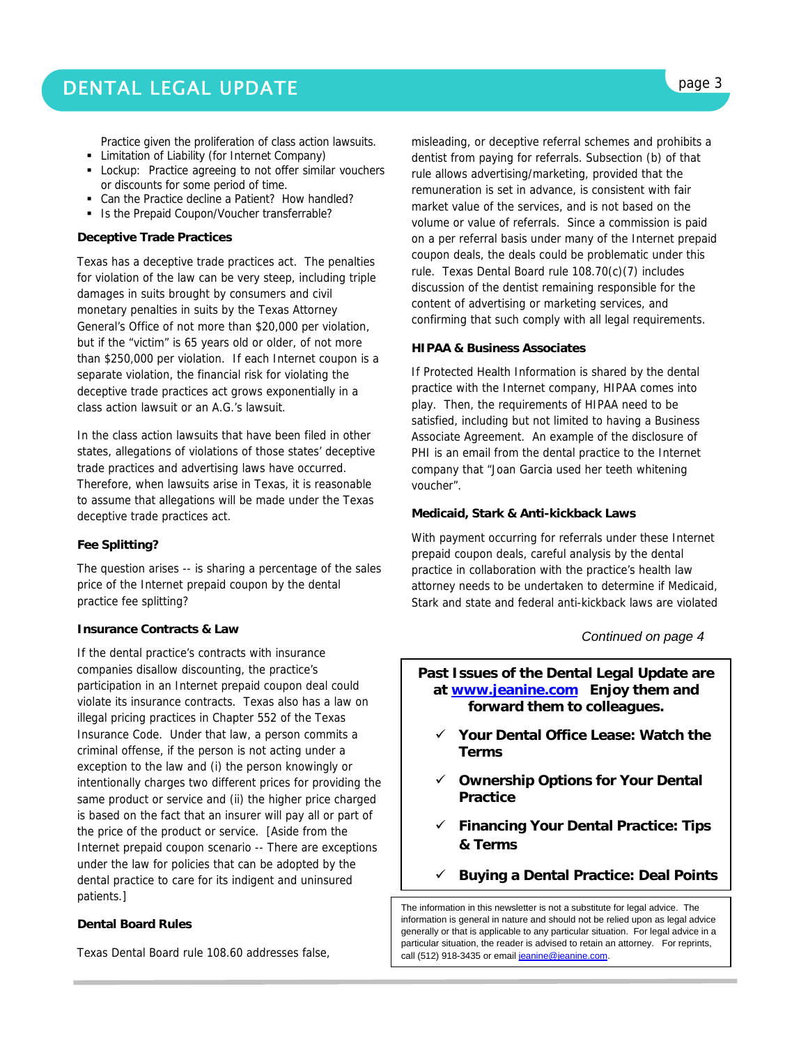Practice given the proliferation of class action lawsuits.

- Limitation of Liability (for Internet Company)
- Lockup: Practice agreeing to not offer similar vouchers or discounts for some period of time.
- Can the Practice decline a Patient? How handled?
- Is the Prepaid Coupon/Voucher transferrable?

**Deceptive Trade Practices**

Texas has a deceptive trade practices act. The penalties for violation of the law can be very steep, including triple damages in suits brought by consumers and civil monetary penalties in suits by the Texas Attorney General's Office of not more than $20,000 per violation, but if the "victim" is 65 years old or older, of not more than $250,000 per violation. If each Internet coupon is a separate violation, the financial risk for violating the deceptive trade practices act grows exponentially in a class action lawsuit or an A.G.'s lawsuit.

In the class action lawsuits that have been filed in other states, allegations of violations of those states' deceptive trade practices and advertising laws have occurred. Therefore, when lawsuits arise in Texas, it is reasonable to assume that allegations will be made under the Texas deceptive trade practices act.

**Fee Splitting?**

The question arises -- is sharing a percentage of the sales price of the Internet prepaid coupon by the dental practice fee splitting?

**Insurance Contracts & Law**

If the dental practice's contracts with insurance companies disallow discounting, the practice's participation in an Internet prepaid coupon deal could violate its insurance contracts. Texas also has a law on illegal pricing practices in Chapter 552 of the Texas Insurance Code. Under that law, a person commits a criminal offense, if the person is not acting under a exception to the law and (i) the person knowingly or intentionally charges two different prices for providing the same product or service and (ii) the higher price charged is based on the fact that an insurer will pay all or part of the price of the product or service. [Aside from the Internet prepaid coupon scenario -- There are exceptions under the law for policies that can be adopted by the dental practice to care for its indigent and uninsured patients.]

**Dental Board Rules**

Texas Dental Board rule 108.60 addresses false, misleading, or deceptive referral schemes and prohibits a dentist from paying for referrals. Subsection (b) of that rule allows advertising/marketing, provided that the remuneration is set in advance, is consistent with fair market value of the services, and is not based on the volume or value of referrals. Since a commission is paid on a per referral basis under many of the Internet prepaid coupon deals, the deals could be problematic under this rule. Texas Dental Board rule 108.70(c)(7) includes discussion of the dentist remaining responsible for the content of advertising or marketing services, and confirming that such comply with all legal requirements.

**HIPAA & Business Associates**

If Protected Health Information is shared by the dental practice with the Internet company, HIPAA comes into play. Then, the requirements of HIPAA need to be satisfied, including but not limited to having a Business Associate Agreement. An example of the disclosure of PHI is an email from the dental practice to the Internet company that "Joan Garcia used her teeth whitening voucher".

**Medicaid, Stark & Anti-kickback Laws**

With payment occurring for referrals under these Internet prepaid coupon deals, careful analysis by the dental practice in collaboration with the practice's health law attorney needs to be undertaken to determine if Medicaid, Stark and state and federal anti-kickback laws are violated

*Continued on page 4*

**Past Issues of the Dental Legal Update are at [www.jeanine.com](http://www.jeanine.com) Enjoy them and forward them to colleagues.**

- ✓ **Your Dental Office Lease: Watch the Terms**
- ✓ **Ownership Options for Your Dental Practice**
- ✓ **Financing Your Dental Practice: Tips & Terms**
- ✓ **Buying a Dental Practice: Deal Points**

The information in this newsletter is not a substitute for legal advice. The information is general in nature and should not be relied upon as legal advice generally or that is applicable to any particular situation. For legal advice in a particular situation, the reader is advised to retain an attorney. For reprints, call (512) 918-3435 or email [jeanine@jeanine.com](mailto:jeanine@jeanine.com).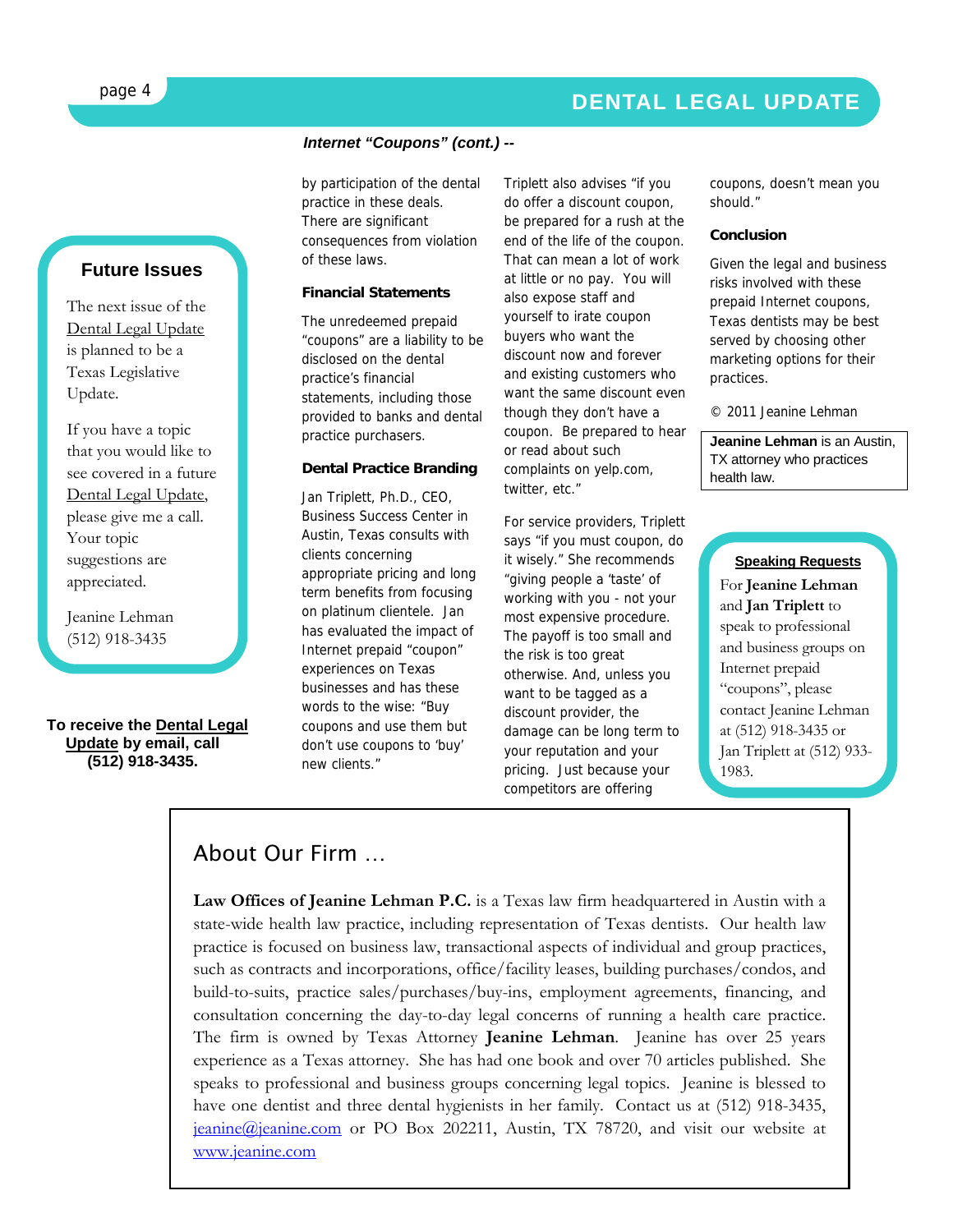*Internet "Coupons" (cont.) --*

by participation of the dental practice in these deals. There are significant consequences from violation of these laws.

### Financial Statements

The unredeemed prepaid "coupons" are a liability to be disclosed on the dental practice's financial statements, including those provided to banks and dental practice purchasers.

### Dental Practice Branding

Jan Triplett, Ph.D., CEO, Business Success Center in Austin, Texas consults with clients concerning appropriate pricing and long term benefits from focusing on platinum clientele. Jan has evaluated the impact of Internet prepaid "coupon" experiences on Texas businesses and has these words to the wise: "Buy coupons and use them but don't use coupons to 'buy' new clients."

Triplett also advises "if you do offer a discount coupon, be prepared for a rush at the end of the life of the coupon. That can mean a lot of work at little or no pay. You will also expose staff and yourself to irate coupon buyers who want the discount now and forever and existing customers who want the same discount even though they don't have a coupon. Be prepared to hear or read about such complaints on yelp.com, twitter, etc."

For service providers, Triplett says "if you must coupon, do it wisely." She recommends "giving people a 'taste' of working with you - not your most expensive procedure. The payoff is too small and the risk is too great otherwise. And, unless you want to be tagged as a discount provider, the damage can be long term to your reputation and your pricing. Just because your competitors are offering coupons, doesn't mean you should."

### Conclusion

Given the legal and business risks involved with these prepaid Internet coupons, Texas dentists may be best served by choosing other marketing options for their practices.

© 2011 Jeanine Lehman

**Jeanine Lehman** is an Austin, TX attorney who practices health law.

### Future Issues

The next issue of the Dental Legal Update is planned to be a Texas Legislative Update.

If you have a topic that you would like to see covered in a future Dental Legal Update, please give me a call. Your topic suggestions are appreciated.

Jeanine Lehman
(512) 918-3435

**To receive the Dental Legal Update by email, call (512) 918-3435.**

### Speaking Requests

For **Jeanine Lehman** and **Jan Triplett** to speak to professional and business groups on Internet prepaid "coupons", please contact Jeanine Lehman at (512) 918-3435 or Jan Triplett at (512) 933-1983.

## About Our Firm …

**Law Offices of Jeanine Lehman P.C.** is a Texas law firm headquartered in Austin with a state-wide health law practice, including representation of Texas dentists. Our health law practice is focused on business law, transactional aspects of individual and group practices, such as contracts and incorporations, office/facility leases, building purchases/condos, and build-to-suits, practice sales/purchases/buy-ins, employment agreements, financing, and consultation concerning the day-to-day legal concerns of running a health care practice. The firm is owned by Texas Attorney **Jeanine Lehman**. Jeanine has over 25 years experience as a Texas attorney. She has had one book and over 70 articles published. She speaks to professional and business groups concerning legal topics. Jeanine is blessed to have one dentist and three dental hygienists in her family. Contact us at (512) 918-3435, jeanine@jeanine.com or PO Box 202211, Austin, TX 78720, and visit our website at www.jeanine.com